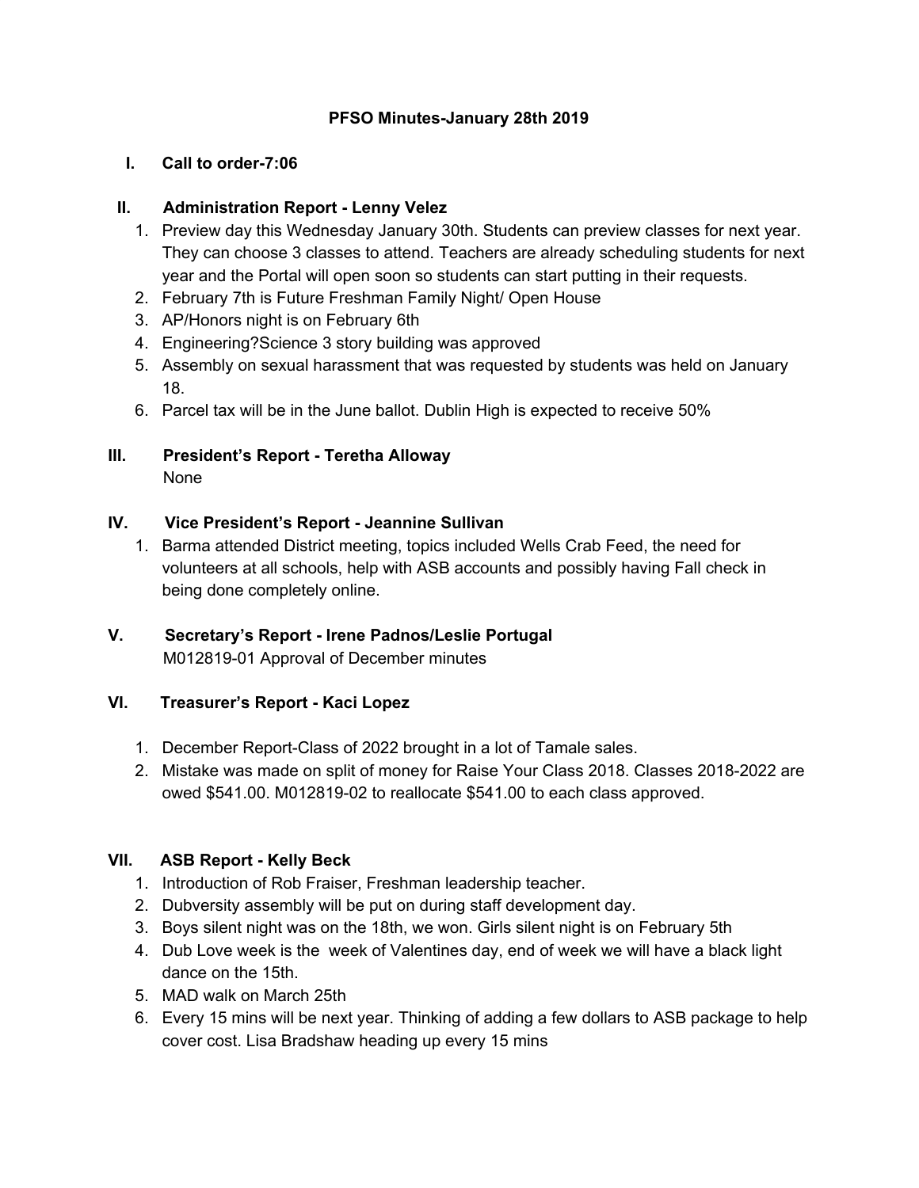# PFSO Minutes-January 28th 2019

## I. Call to order-7:06

## II. Administration Report - Lenny Velez

1. Preview day this Wednesday January 30th. Students can preview classes for next year. They can choose 3 classes to attend. Teachers are already scheduling students for next year and the Portal will open soon so students can start putting in their requests.
2. February 7th is Future Freshman Family Night/ Open House
3. AP/Honors night is on February 6th
4. Engineering?Science 3 story building was approved
5. Assembly on sexual harassment that was requested by students was held on January 18.
6. Parcel tax will be in the June ballot. Dublin High is expected to receive 50%

## III. President's Report - Teretha Alloway

None

## IV. Vice President's Report - Jeannine Sullivan

1. Barma attended District meeting, topics included Wells Crab Feed, the need for volunteers at all schools, help with ASB accounts and possibly having Fall check in being done completely online.

## V. Secretary's Report - Irene Padnos/Leslie Portugal

M012819-01 Approval of December minutes

## VI. Treasurer's Report - Kaci Lopez

1. December Report-Class of 2022 brought in a lot of Tamale sales.
2. Mistake was made on split of money for Raise Your Class 2018. Classes 2018-2022 are owed $541.00. M012819-02 to reallocate $541.00 to each class approved.

## VII. ASB Report - Kelly Beck

1. Introduction of Rob Fraiser, Freshman leadership teacher.
2. Dubversity assembly will be put on during staff development day.
3. Boys silent night was on the 18th, we won. Girls silent night is on February 5th
4. Dub Love week is the week of Valentines day, end of week we will have a black light dance on the 15th.
5. MAD walk on March 25th
6. Every 15 mins will be next year. Thinking of adding a few dollars to ASB package to help cover cost. Lisa Bradshaw heading up every 15 mins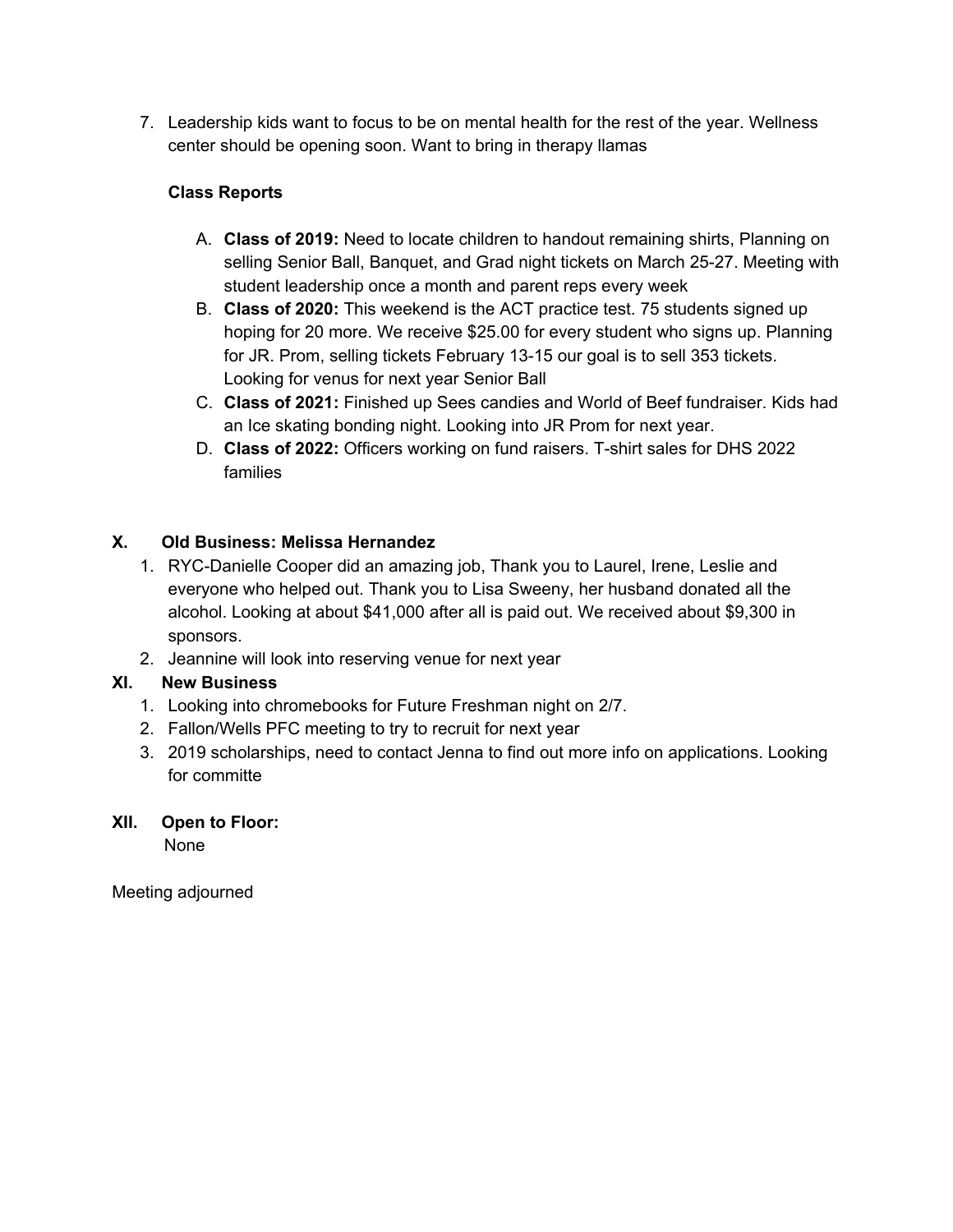7. Leadership kids want to focus to be on mental health for the rest of the year. Wellness center should be opening soon. Want to bring in therapy llamas

**Class Reports**

A. **Class of 2019:** Need to locate children to handout remaining shirts, Planning on selling Senior Ball, Banquet, and Grad night tickets on March 25-27. Meeting with student leadership once a month and parent reps every week
B. **Class of 2020:** This weekend is the ACT practice test. 75 students signed up hoping for 20 more. We receive $25.00 for every student who signs up. Planning for JR. Prom, selling tickets February 13-15 our goal is to sell 353 tickets. Looking for venus for next year Senior Ball
C. **Class of 2021:** Finished up Sees candies and World of Beef fundraiser. Kids had an Ice skating bonding night. Looking into JR Prom for next year.
D. **Class of 2022:** Officers working on fund raisers. T-shirt sales for DHS 2022 families

**X. Old Business: Melissa Hernandez**

1. RYC-Danielle Cooper did an amazing job, Thank you to Laurel, Irene, Leslie and everyone who helped out. Thank you to Lisa Sweeny, her husband donated all the alcohol. Looking at about $41,000 after all is paid out. We received about $9,300 in sponsors.
2. Jeannine will look into reserving venue for next year

**XI. New Business**

1. Looking into chromebooks for Future Freshman night on 2/7.
2. Fallon/Wells PFC meeting to try to recruit for next year
3. 2019 scholarships, need to contact Jenna to find out more info on applications. Looking for committe

**XII. Open to Floor:**

None

Meeting adjourned